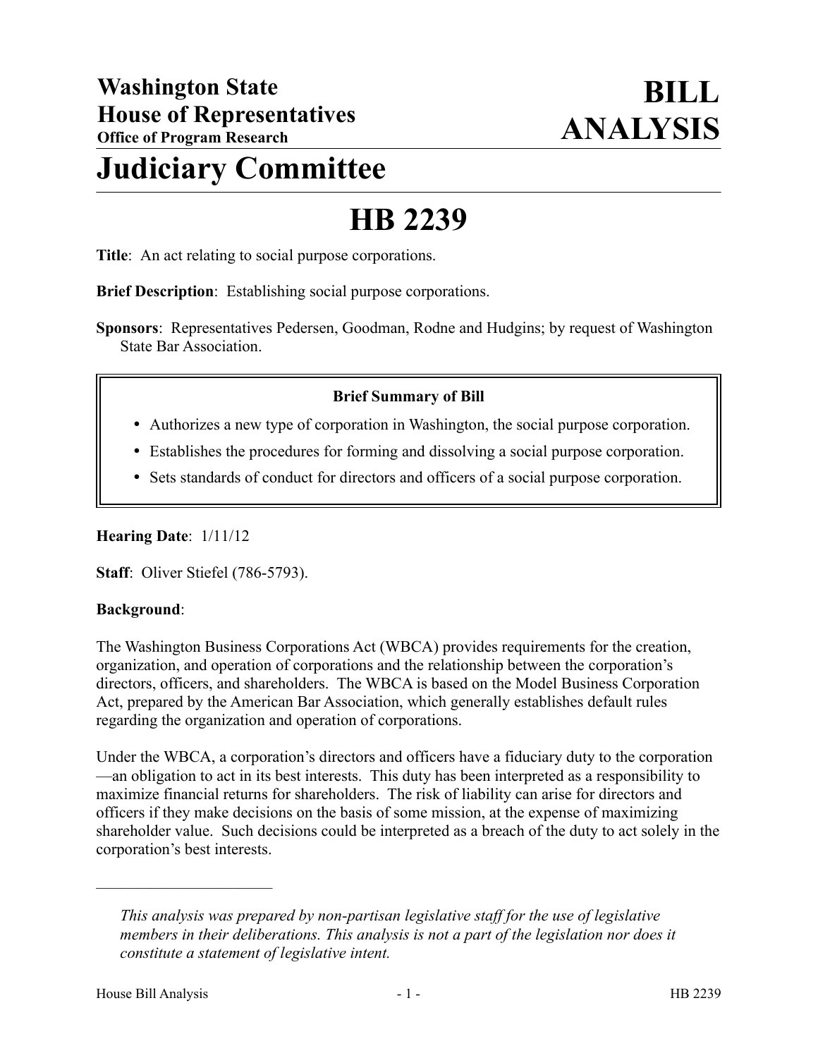# Washington State House of Representatives

**Office of Program Research**

# BILL ANALYSIS

# Judiciary Committee

# HB 2239

**Title**: An act relating to social purpose corporations.

**Brief Description**: Establishing social purpose corporations.

**Sponsors**: Representatives Pedersen, Goodman, Rodne and Hudgins; by request of Washington State Bar Association.

> **Brief Summary of Bill**
>
> - Authorizes a new type of corporation in Washington, the social purpose corporation.
> - Establishes the procedures for forming and dissolving a social purpose corporation.
> - Sets standards of conduct for directors and officers of a social purpose corporation.

**Hearing Date**: 1/11/12

**Staff**: Oliver Stiefel (786-5793).

**Background**:

The Washington Business Corporations Act (WBCA) provides requirements for the creation, organization, and operation of corporations and the relationship between the corporation's directors, officers, and shareholders. The WBCA is based on the Model Business Corporation Act, prepared by the American Bar Association, which generally establishes default rules regarding the organization and operation of corporations.

Under the WBCA, a corporation's directors and officers have a fiduciary duty to the corporation—an obligation to act in its best interests. This duty has been interpreted as a responsibility to maximize financial returns for shareholders. The risk of liability can arise for directors and officers if they make decisions on the basis of some mission, at the expense of maximizing shareholder value. Such decisions could be interpreted as a breach of the duty to act solely in the corporation's best interests.

---

*This analysis was prepared by non-partisan legislative staff for the use of legislative members in their deliberations. This analysis is not a part of the legislation nor does it constitute a statement of legislative intent.*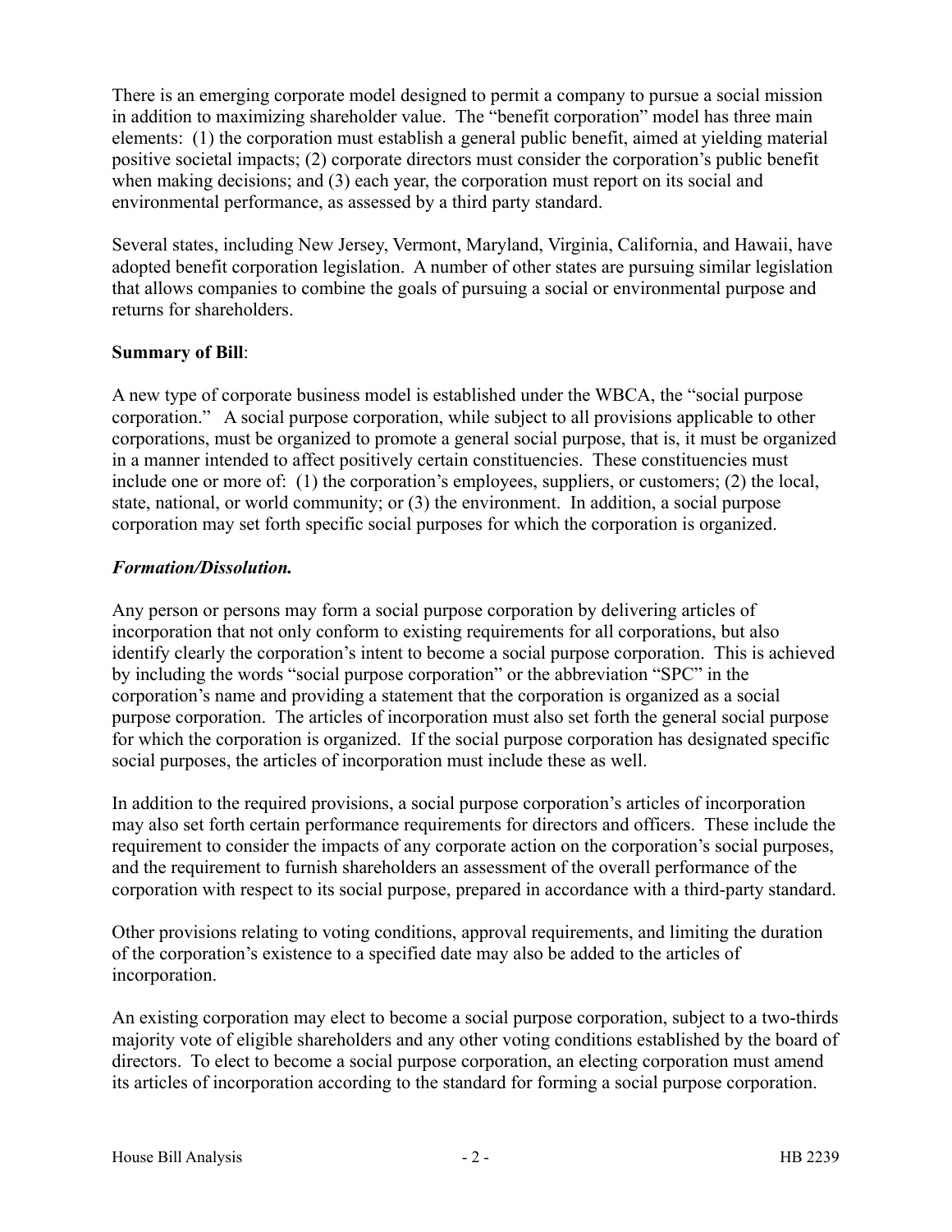There is an emerging corporate model designed to permit a company to pursue a social mission in addition to maximizing shareholder value. The "benefit corporation" model has three main elements: (1) the corporation must establish a general public benefit, aimed at yielding material positive societal impacts; (2) corporate directors must consider the corporation's public benefit when making decisions; and (3) each year, the corporation must report on its social and environmental performance, as assessed by a third party standard.

Several states, including New Jersey, Vermont, Maryland, Virginia, California, and Hawaii, have adopted benefit corporation legislation. A number of other states are pursuing similar legislation that allows companies to combine the goals of pursuing a social or environmental purpose and returns for shareholders.

**Summary of Bill**:

A new type of corporate business model is established under the WBCA, the "social purpose corporation." A social purpose corporation, while subject to all provisions applicable to other corporations, must be organized to promote a general social purpose, that is, it must be organized in a manner intended to affect positively certain constituencies. These constituencies must include one or more of: (1) the corporation's employees, suppliers, or customers; (2) the local, state, national, or world community; or (3) the environment. In addition, a social purpose corporation may set forth specific social purposes for which the corporation is organized.

***Formation/Dissolution.***

Any person or persons may form a social purpose corporation by delivering articles of incorporation that not only conform to existing requirements for all corporations, but also identify clearly the corporation's intent to become a social purpose corporation. This is achieved by including the words "social purpose corporation" or the abbreviation "SPC" in the corporation's name and providing a statement that the corporation is organized as a social purpose corporation. The articles of incorporation must also set forth the general social purpose for which the corporation is organized. If the social purpose corporation has designated specific social purposes, the articles of incorporation must include these as well.

In addition to the required provisions, a social purpose corporation's articles of incorporation may also set forth certain performance requirements for directors and officers. These include the requirement to consider the impacts of any corporate action on the corporation's social purposes, and the requirement to furnish shareholders an assessment of the overall performance of the corporation with respect to its social purpose, prepared in accordance with a third-party standard.

Other provisions relating to voting conditions, approval requirements, and limiting the duration of the corporation's existence to a specified date may also be added to the articles of incorporation.

An existing corporation may elect to become a social purpose corporation, subject to a two-thirds majority vote of eligible shareholders and any other voting conditions established by the board of directors. To elect to become a social purpose corporation, an electing corporation must amend its articles of incorporation according to the standard for forming a social purpose corporation.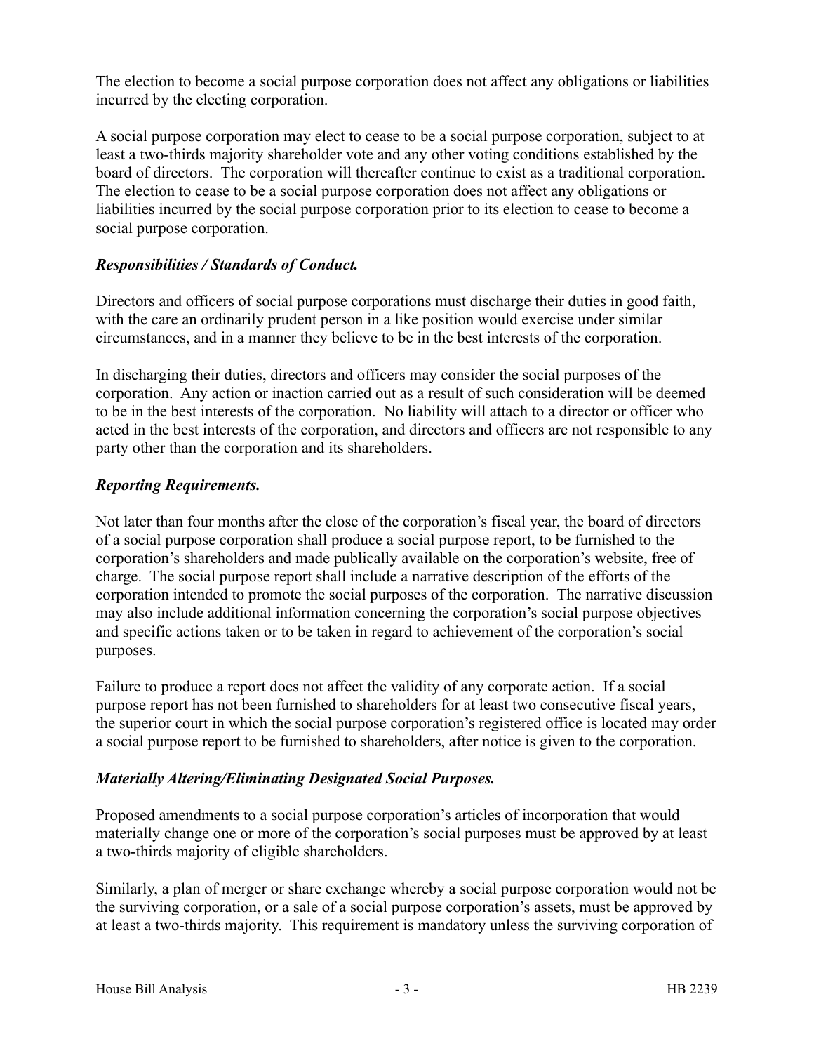The election to become a social purpose corporation does not affect any obligations or liabilities incurred by the electing corporation.

A social purpose corporation may elect to cease to be a social purpose corporation, subject to at least a two-thirds majority shareholder vote and any other voting conditions established by the board of directors. The corporation will thereafter continue to exist as a traditional corporation. The election to cease to be a social purpose corporation does not affect any obligations or liabilities incurred by the social purpose corporation prior to its election to cease to become a social purpose corporation.

***Responsibilities / Standards of Conduct.***

Directors and officers of social purpose corporations must discharge their duties in good faith, with the care an ordinarily prudent person in a like position would exercise under similar circumstances, and in a manner they believe to be in the best interests of the corporation.

In discharging their duties, directors and officers may consider the social purposes of the corporation. Any action or inaction carried out as a result of such consideration will be deemed to be in the best interests of the corporation. No liability will attach to a director or officer who acted in the best interests of the corporation, and directors and officers are not responsible to any party other than the corporation and its shareholders.

***Reporting Requirements.***

Not later than four months after the close of the corporation's fiscal year, the board of directors of a social purpose corporation shall produce a social purpose report, to be furnished to the corporation's shareholders and made publically available on the corporation's website, free of charge. The social purpose report shall include a narrative description of the efforts of the corporation intended to promote the social purposes of the corporation. The narrative discussion may also include additional information concerning the corporation's social purpose objectives and specific actions taken or to be taken in regard to achievement of the corporation's social purposes.

Failure to produce a report does not affect the validity of any corporate action. If a social purpose report has not been furnished to shareholders for at least two consecutive fiscal years, the superior court in which the social purpose corporation's registered office is located may order a social purpose report to be furnished to shareholders, after notice is given to the corporation.

***Materially Altering/Eliminating Designated Social Purposes.***

Proposed amendments to a social purpose corporation's articles of incorporation that would materially change one or more of the corporation's social purposes must be approved by at least a two-thirds majority of eligible shareholders.

Similarly, a plan of merger or share exchange whereby a social purpose corporation would not be the surviving corporation, or a sale of a social purpose corporation's assets, must be approved by at least a two-thirds majority. This requirement is mandatory unless the surviving corporation of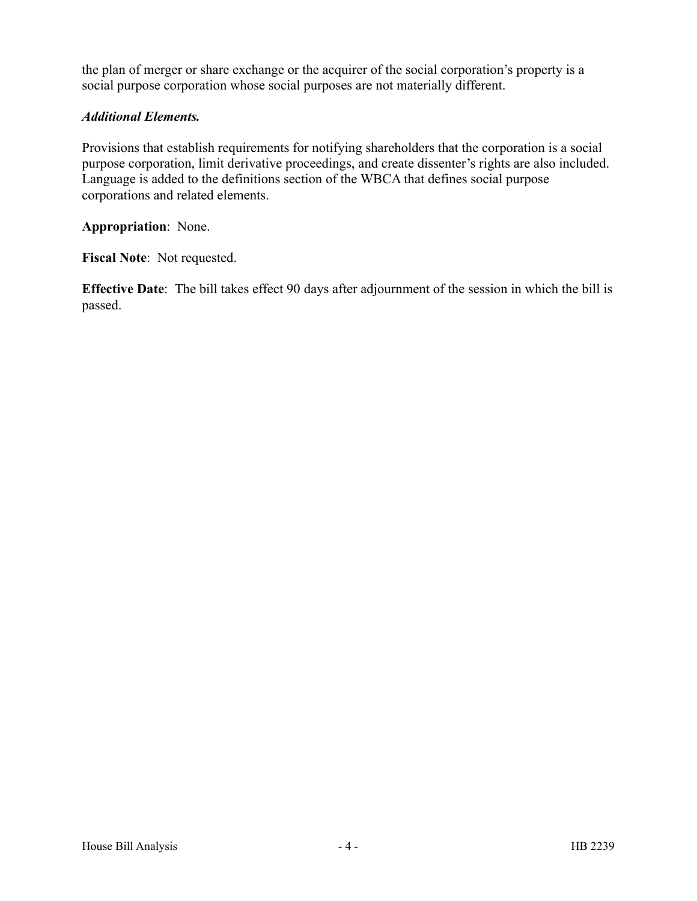the plan of merger or share exchange or the acquirer of the social corporation's property is a social purpose corporation whose social purposes are not materially different.

***Additional Elements.***

Provisions that establish requirements for notifying shareholders that the corporation is a social purpose corporation, limit derivative proceedings, and create dissenter's rights are also included. Language is added to the definitions section of the WBCA that defines social purpose corporations and related elements.

**Appropriation**: None.

**Fiscal Note**: Not requested.

**Effective Date**: The bill takes effect 90 days after adjournment of the session in which the bill is passed.